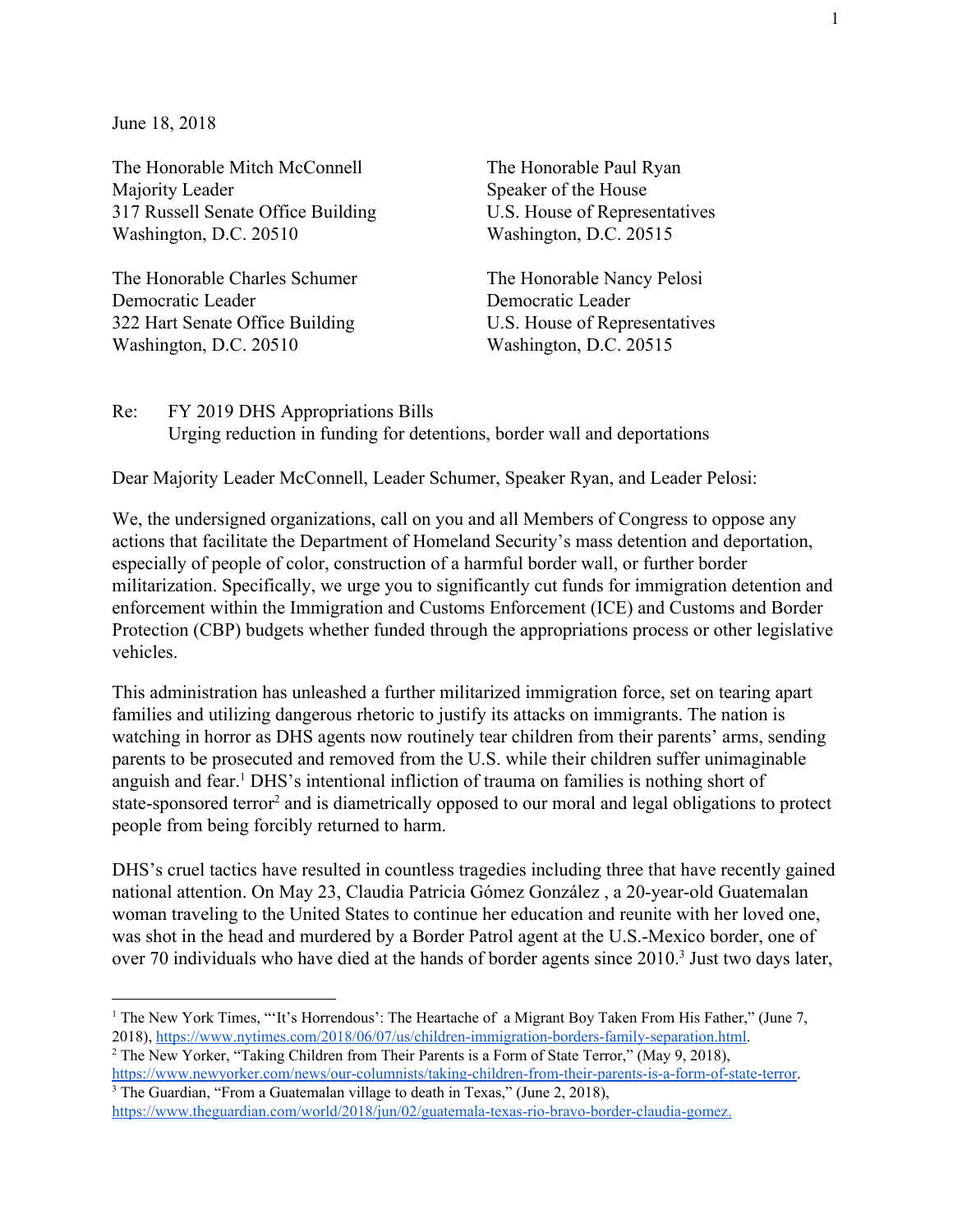June 18, 2018

The Honorable Mitch McConnell
Majority Leader
317 Russell Senate Office Building
Washington, D.C. 20510

The Honorable Paul Ryan
Speaker of the House
U.S. House of Representatives
Washington, D.C. 20515

The Honorable Charles Schumer
Democratic Leader
322 Hart Senate Office Building
Washington, D.C. 20510

The Honorable Nancy Pelosi
Democratic Leader
U.S. House of Representatives
Washington, D.C. 20515

Re: FY 2019 DHS Appropriations Bills
Urging reduction in funding for detentions, border wall and deportations

Dear Majority Leader McConnell, Leader Schumer, Speaker Ryan, and Leader Pelosi:

We, the undersigned organizations, call on you and all Members of Congress to oppose any actions that facilitate the Department of Homeland Security's mass detention and deportation, especially of people of color, construction of a harmful border wall, or further border militarization. Specifically, we urge you to significantly cut funds for immigration detention and enforcement within the Immigration and Customs Enforcement (ICE) and Customs and Border Protection (CBP) budgets whether funded through the appropriations process or other legislative vehicles.

This administration has unleashed a further militarized immigration force, set on tearing apart families and utilizing dangerous rhetoric to justify its attacks on immigrants. The nation is watching in horror as DHS agents now routinely tear children from their parents' arms, sending parents to be prosecuted and removed from the U.S. while their children suffer unimaginable anguish and fear.[1] DHS's intentional infliction of trauma on families is nothing short of state-sponsored terror[2] and is diametrically opposed to our moral and legal obligations to protect people from being forcibly returned to harm.

DHS's cruel tactics have resulted in countless tragedies including three that have recently gained national attention. On May 23, Claudia Patricia Gómez González , a 20-year-old Guatemalan woman traveling to the United States to continue her education and reunite with her loved one, was shot in the head and murdered by a Border Patrol agent at the U.S.-Mexico border, one of over 70 individuals who have died at the hands of border agents since 2010.[3] Just two days later,

---

[1] The New York Times, "'It's Horrendous': The Heartache of a Migrant Boy Taken From His Father," (June 7, 2018), https://www.nytimes.com/2018/06/07/us/children-immigration-borders-family-separation.html.

[2] The New Yorker, "Taking Children from Their Parents is a Form of State Terror," (May 9, 2018), https://www.newyorker.com/news/our-columnists/taking-children-from-their-parents-is-a-form-of-state-terror.

[3] The Guardian, "From a Guatemalan village to death in Texas," (June 2, 2018), https://www.theguardian.com/world/2018/jun/02/guatemala-texas-rio-bravo-border-claudia-gomez.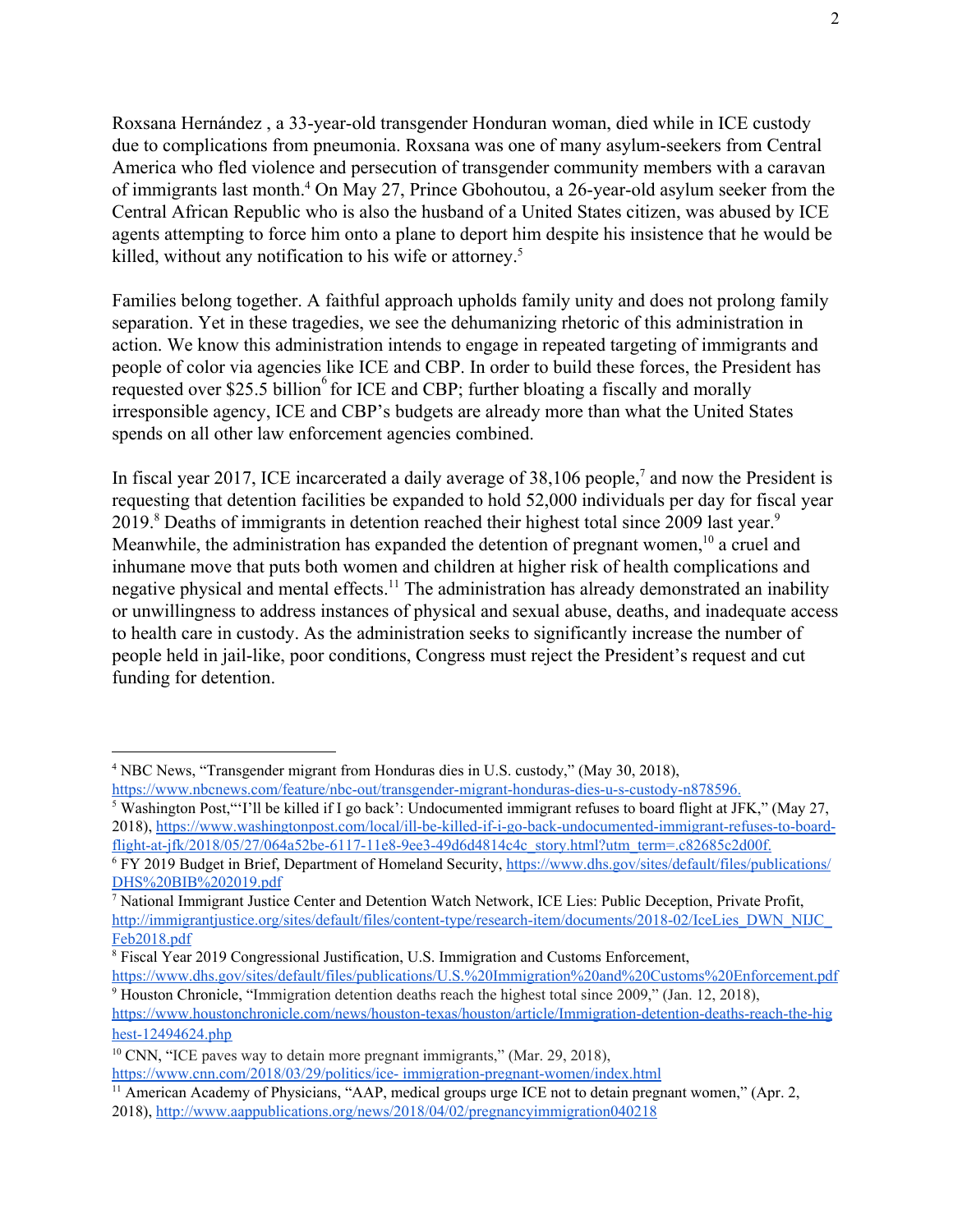Roxsana Hernández , a 33-year-old transgender Honduran woman, died while in ICE custody due to complications from pneumonia. Roxsana was one of many asylum-seekers from Central America who fled violence and persecution of transgender community members with a caravan of immigrants last month.[4] On May 27, Prince Gbohoutou, a 26-year-old asylum seeker from the Central African Republic who is also the husband of a United States citizen, was abused by ICE agents attempting to force him onto a plane to deport him despite his insistence that he would be killed, without any notification to his wife or attorney.[5]

Families belong together. A faithful approach upholds family unity and does not prolong family separation. Yet in these tragedies, we see the dehumanizing rhetoric of this administration in action. We know this administration intends to engage in repeated targeting of immigrants and people of color via agencies like ICE and CBP. In order to build these forces, the President has requested over $25.5 billion[6] for ICE and CBP; further bloating a fiscally and morally irresponsible agency, ICE and CBP's budgets are already more than what the United States spends on all other law enforcement agencies combined.

In fiscal year 2017, ICE incarcerated a daily average of 38,106 people,[7] and now the President is requesting that detention facilities be expanded to hold 52,000 individuals per day for fiscal year 2019.[8] Deaths of immigrants in detention reached their highest total since 2009 last year.[9] Meanwhile, the administration has expanded the detention of pregnant women,[10] a cruel and inhumane move that puts both women and children at higher risk of health complications and negative physical and mental effects.[11] The administration has already demonstrated an inability or unwillingness to address instances of physical and sexual abuse, deaths, and inadequate access to health care in custody. As the administration seeks to significantly increase the number of people held in jail-like, poor conditions, Congress must reject the President's request and cut funding for detention.

---

[4] NBC News, "Transgender migrant from Honduras dies in U.S. custody," (May 30, 2018), https://www.nbcnews.com/feature/nbc-out/transgender-migrant-honduras-dies-u-s-custody-n878596.

[5] Washington Post,"'I'll be killed if I go back': Undocumented immigrant refuses to board flight at JFK," (May 27, 2018), https://www.washingtonpost.com/local/ill-be-killed-if-i-go-back-undocumented-immigrant-refuses-to-board-flight-at-jfk/2018/05/27/064a52be-6117-11e8-9ee3-49d6d4814c4c_story.html?utm_term=.c82685c2d00f.

[6] FY 2019 Budget in Brief, Department of Homeland Security, https://www.dhs.gov/sites/default/files/publications/DHS%20BIB%202019.pdf

[7] National Immigrant Justice Center and Detention Watch Network, ICE Lies: Public Deception, Private Profit, http://immigrantjustice.org/sites/default/files/content-type/research-item/documents/2018-02/IceLies_DWN_NIJC_Feb2018.pdf

[8] Fiscal Year 2019 Congressional Justification, U.S. Immigration and Customs Enforcement, https://www.dhs.gov/sites/default/files/publications/U.S.%20Immigration%20and%20Customs%20Enforcement.pdf

[9] Houston Chronicle, "Immigration detention deaths reach the highest total since 2009," (Jan. 12, 2018), https://www.houstonchronicle.com/news/houston-texas/houston/article/Immigration-detention-deaths-reach-the-highest-total-12494624.php

[10] CNN, "ICE paves way to detain more pregnant immigrants," (Mar. 29, 2018), https://www.cnn.com/2018/03/29/politics/ice- immigration-pregnant-women/index.html

[11] American Academy of Physicians, "AAP, medical groups urge ICE not to detain pregnant women," (Apr. 2, 2018), http://www.aappublications.org/news/2018/04/02/pregnancyimmigration040218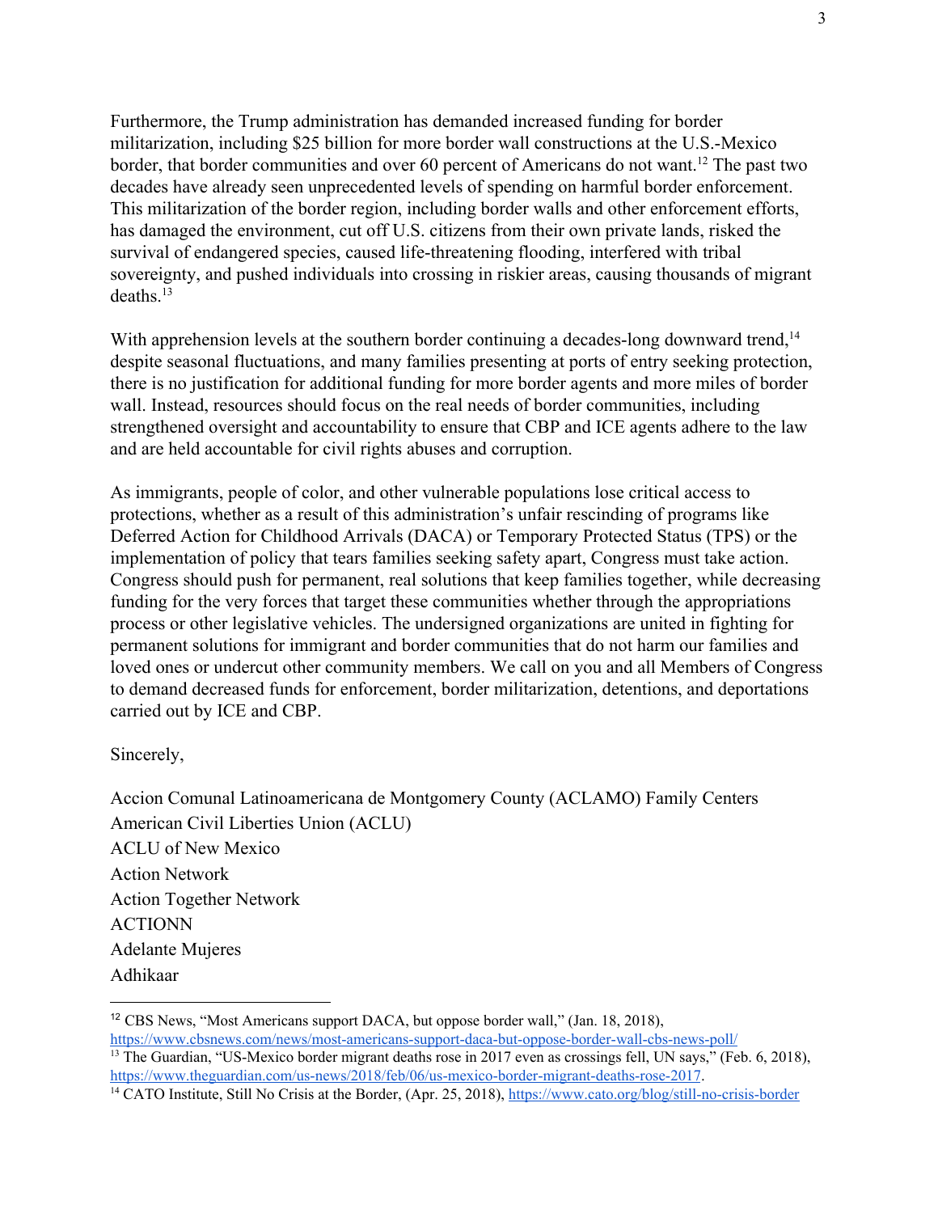Furthermore, the Trump administration has demanded increased funding for border militarization, including $25 billion for more border wall constructions at the U.S.-Mexico border, that border communities and over 60 percent of Americans do not want.[12] The past two decades have already seen unprecedented levels of spending on harmful border enforcement. This militarization of the border region, including border walls and other enforcement efforts, has damaged the environment, cut off U.S. citizens from their own private lands, risked the survival of endangered species, caused life-threatening flooding, interfered with tribal sovereignty, and pushed individuals into crossing in riskier areas, causing thousands of migrant deaths.[13]

With apprehension levels at the southern border continuing a decades-long downward trend,[14] despite seasonal fluctuations, and many families presenting at ports of entry seeking protection, there is no justification for additional funding for more border agents and more miles of border wall. Instead, resources should focus on the real needs of border communities, including strengthened oversight and accountability to ensure that CBP and ICE agents adhere to the law and are held accountable for civil rights abuses and corruption.

As immigrants, people of color, and other vulnerable populations lose critical access to protections, whether as a result of this administration's unfair rescinding of programs like Deferred Action for Childhood Arrivals (DACA) or Temporary Protected Status (TPS) or the implementation of policy that tears families seeking safety apart, Congress must take action. Congress should push for permanent, real solutions that keep families together, while decreasing funding for the very forces that target these communities whether through the appropriations process or other legislative vehicles. The undersigned organizations are united in fighting for permanent solutions for immigrant and border communities that do not harm our families and loved ones or undercut other community members. We call on you and all Members of Congress to demand decreased funds for enforcement, border militarization, detentions, and deportations carried out by ICE and CBP.

Sincerely,

Accion Comunal Latinoamericana de Montgomery County (ACLAMO) Family Centers
American Civil Liberties Union (ACLU)
ACLU of New Mexico
Action Network
Action Together Network
ACTIONN
Adelante Mujeres
Adhikaar

---

[12] CBS News, "Most Americans support DACA, but oppose border wall," (Jan. 18, 2018), https://www.cbsnews.com/news/most-americans-support-daca-but-oppose-border-wall-cbs-news-poll/

[13] The Guardian, "US-Mexico border migrant deaths rose in 2017 even as crossings fell, UN says," (Feb. 6, 2018), https://www.theguardian.com/us-news/2018/feb/06/us-mexico-border-migrant-deaths-rose-2017.

[14] CATO Institute, Still No Crisis at the Border, (Apr. 25, 2018), https://www.cato.org/blog/still-no-crisis-border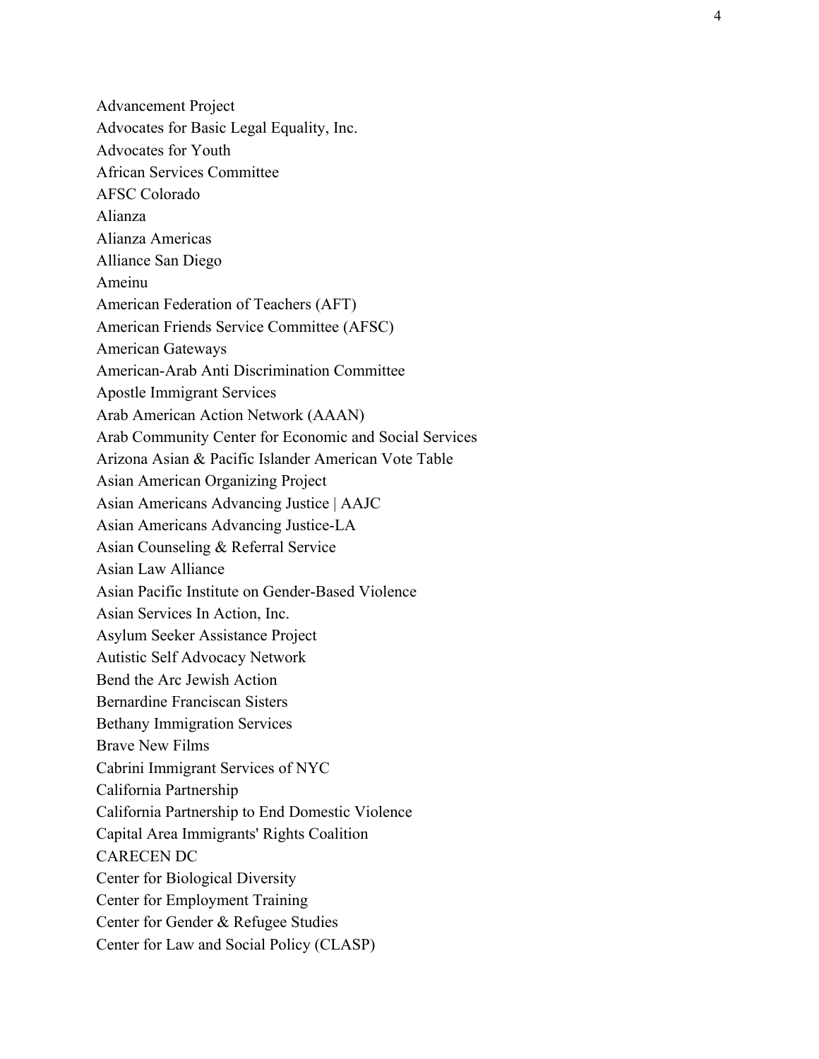Advancement Project
Advocates for Basic Legal Equality, Inc.
Advocates for Youth
African Services Committee
AFSC Colorado
Alianza
Alianza Americas
Alliance San Diego
Ameinu
American Federation of Teachers (AFT)
American Friends Service Committee (AFSC)
American Gateways
American-Arab Anti Discrimination Committee
Apostle Immigrant Services
Arab American Action Network (AAAN)
Arab Community Center for Economic and Social Services
Arizona Asian & Pacific Islander American Vote Table
Asian American Organizing Project
Asian Americans Advancing Justice | AAJC
Asian Americans Advancing Justice-LA
Asian Counseling & Referral Service
Asian Law Alliance
Asian Pacific Institute on Gender-Based Violence
Asian Services In Action, Inc.
Asylum Seeker Assistance Project
Autistic Self Advocacy Network
Bend the Arc Jewish Action
Bernardine Franciscan Sisters
Bethany Immigration Services
Brave New Films
Cabrini Immigrant Services of NYC
California Partnership
California Partnership to End Domestic Violence
Capital Area Immigrants' Rights Coalition
CARECEN DC
Center for Biological Diversity
Center for Employment Training
Center for Gender & Refugee Studies
Center for Law and Social Policy (CLASP)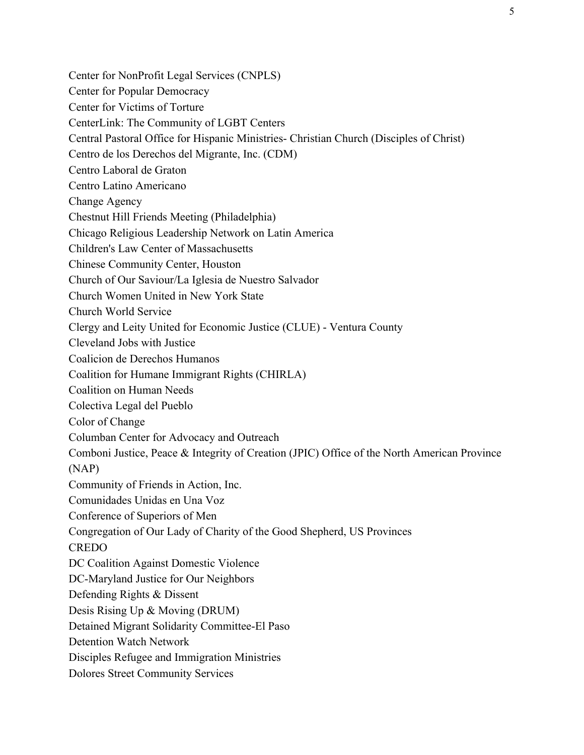Center for NonProfit Legal Services (CNPLS)
Center for Popular Democracy
Center for Victims of Torture
CenterLink: The Community of LGBT Centers
Central Pastoral Office for Hispanic Ministries- Christian Church (Disciples of Christ)
Centro de los Derechos del Migrante, Inc. (CDM)
Centro Laboral de Graton
Centro Latino Americano
Change Agency
Chestnut Hill Friends Meeting (Philadelphia)
Chicago Religious Leadership Network on Latin America
Children's Law Center of Massachusetts
Chinese Community Center, Houston
Church of Our Saviour/La Iglesia de Nuestro Salvador
Church Women United in New York State
Church World Service
Clergy and Leity United for Economic Justice (CLUE) - Ventura County
Cleveland Jobs with Justice
Coalicion de Derechos Humanos
Coalition for Humane Immigrant Rights (CHIRLA)
Coalition on Human Needs
Colectiva Legal del Pueblo
Color of Change
Columban Center for Advocacy and Outreach
Comboni Justice, Peace & Integrity of Creation (JPIC) Office of the North American Province (NAP)
Community of Friends in Action, Inc.
Comunidades Unidas en Una Voz
Conference of Superiors of Men
Congregation of Our Lady of Charity of the Good Shepherd, US Provinces
CREDO
DC Coalition Against Domestic Violence
DC-Maryland Justice for Our Neighbors
Defending Rights & Dissent
Desis Rising Up & Moving (DRUM)
Detained Migrant Solidarity Committee-El Paso
Detention Watch Network
Disciples Refugee and Immigration Ministries
Dolores Street Community Services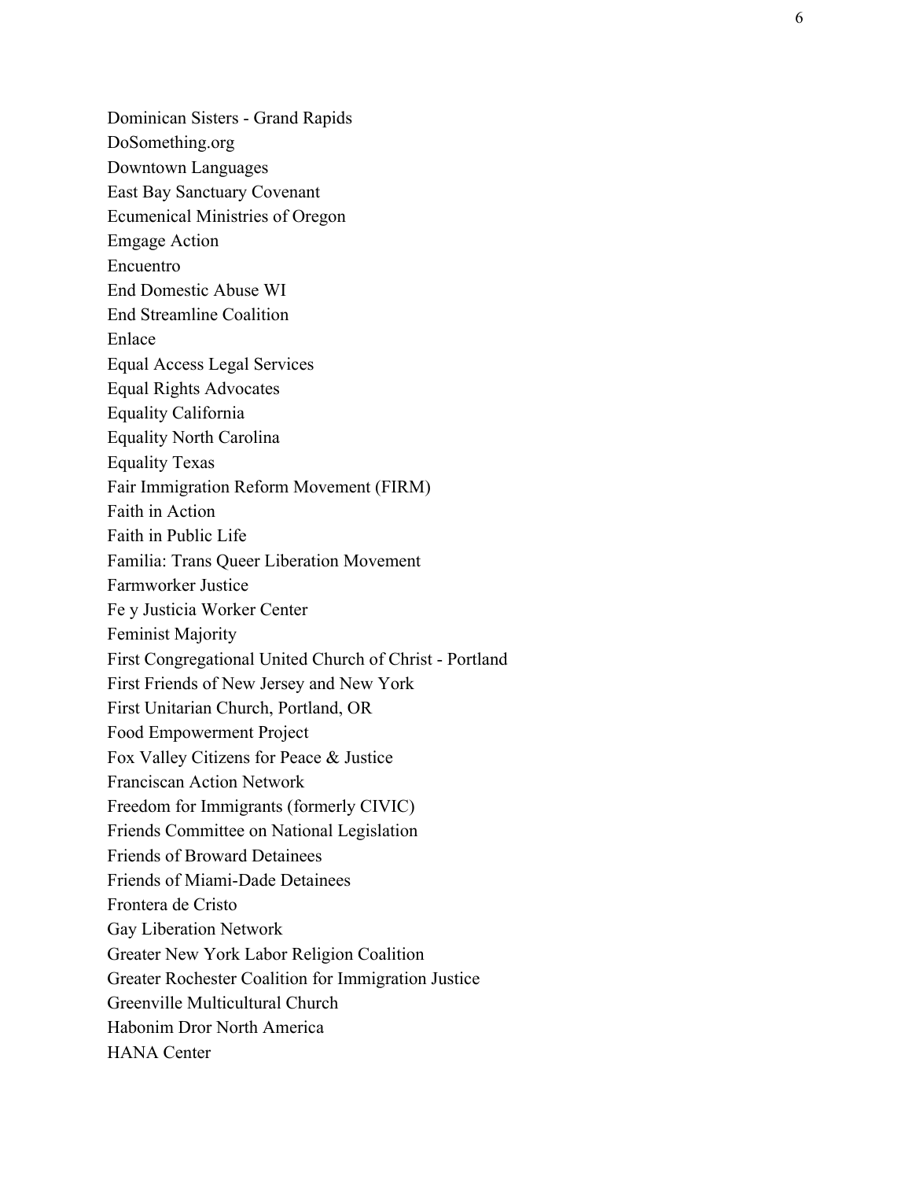Dominican Sisters - Grand Rapids
DoSomething.org
Downtown Languages
East Bay Sanctuary Covenant
Ecumenical Ministries of Oregon
Emgage Action
Encuentro
End Domestic Abuse WI
End Streamline Coalition
Enlace
Equal Access Legal Services
Equal Rights Advocates
Equality California
Equality North Carolina
Equality Texas
Fair Immigration Reform Movement (FIRM)
Faith in Action
Faith in Public Life
Familia: Trans Queer Liberation Movement
Farmworker Justice
Fe y Justicia Worker Center
Feminist Majority
First Congregational United Church of Christ - Portland
First Friends of New Jersey and New York
First Unitarian Church, Portland, OR
Food Empowerment Project
Fox Valley Citizens for Peace & Justice
Franciscan Action Network
Freedom for Immigrants (formerly CIVIC)
Friends Committee on National Legislation
Friends of Broward Detainees
Friends of Miami-Dade Detainees
Frontera de Cristo
Gay Liberation Network
Greater New York Labor Religion Coalition
Greater Rochester Coalition for Immigration Justice
Greenville Multicultural Church
Habonim Dror North America
HANA Center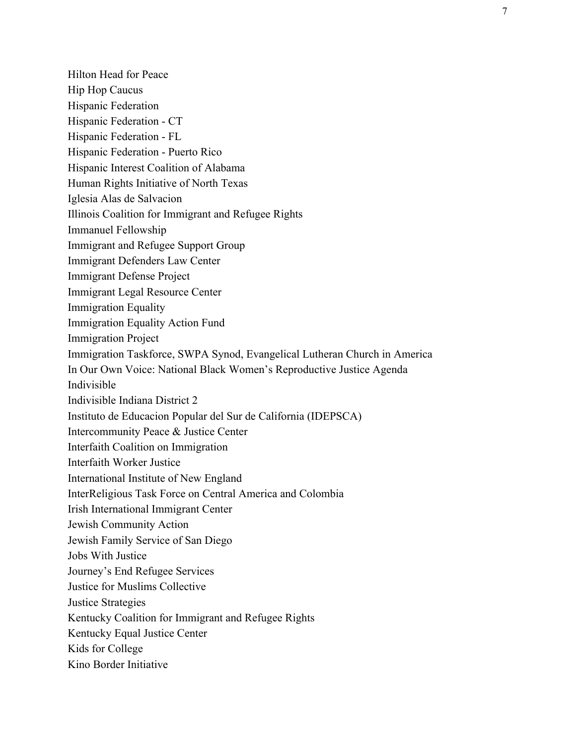Hilton Head for Peace
Hip Hop Caucus
Hispanic Federation
Hispanic Federation - CT
Hispanic Federation - FL
Hispanic Federation - Puerto Rico
Hispanic Interest Coalition of Alabama
Human Rights Initiative of North Texas
Iglesia Alas de Salvacion
Illinois Coalition for Immigrant and Refugee Rights
Immanuel Fellowship
Immigrant and Refugee Support Group
Immigrant Defenders Law Center
Immigrant Defense Project
Immigrant Legal Resource Center
Immigration Equality
Immigration Equality Action Fund
Immigration Project
Immigration Taskforce, SWPA Synod, Evangelical Lutheran Church in America
In Our Own Voice: National Black Women's Reproductive Justice Agenda
Indivisible
Indivisible Indiana District 2
Instituto de Educacion Popular del Sur de California (IDEPSCA)
Intercommunity Peace & Justice Center
Interfaith Coalition on Immigration
Interfaith Worker Justice
International Institute of New England
InterReligious Task Force on Central America and Colombia
Irish International Immigrant Center
Jewish Community Action
Jewish Family Service of San Diego
Jobs With Justice
Journey's End Refugee Services
Justice for Muslims Collective
Justice Strategies
Kentucky Coalition for Immigrant and Refugee Rights
Kentucky Equal Justice Center
Kids for College
Kino Border Initiative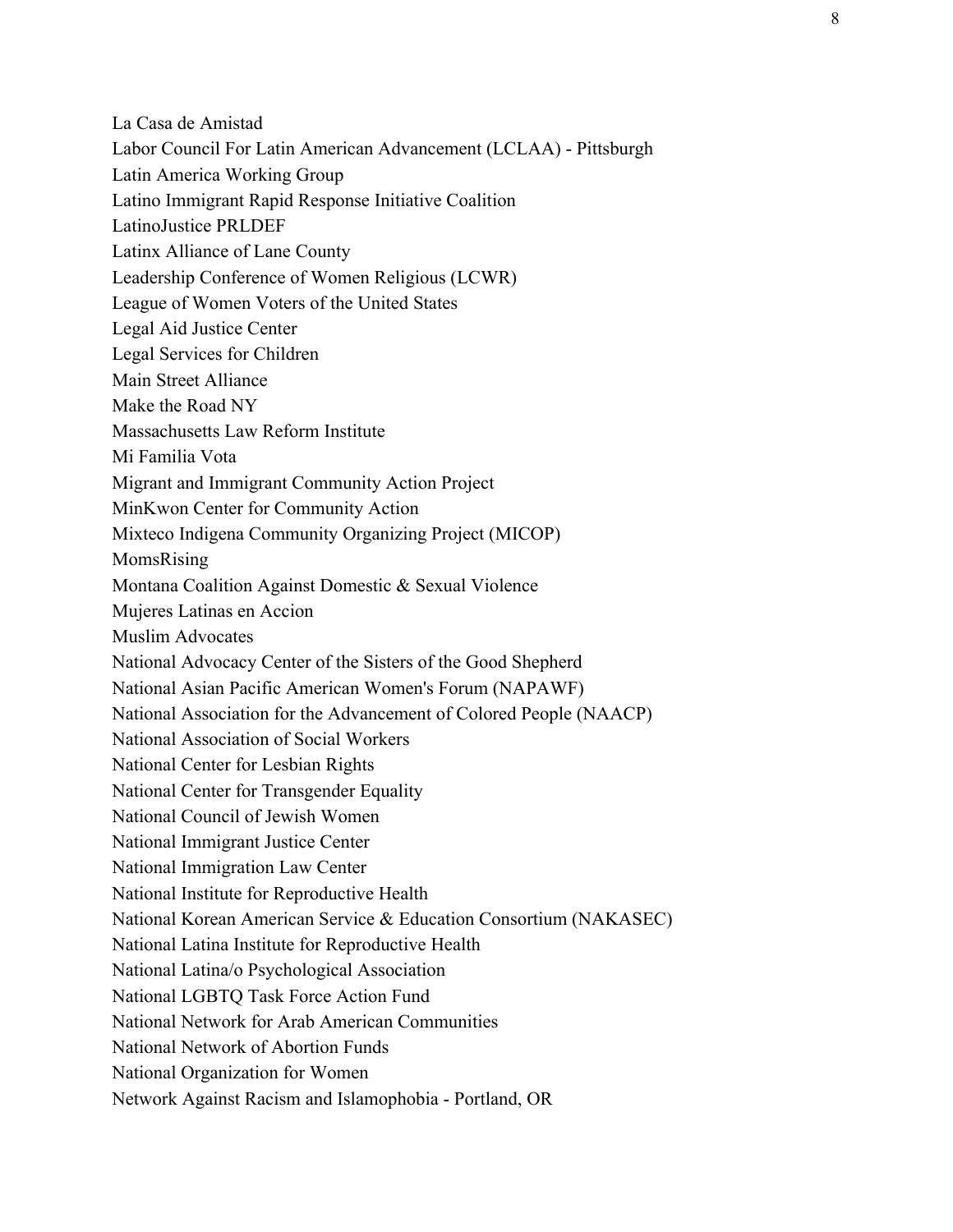La Casa de Amistad
Labor Council For Latin American Advancement (LCLAA) - Pittsburgh
Latin America Working Group
Latino Immigrant Rapid Response Initiative Coalition
LatinoJustice PRLDEF
Latinx Alliance of Lane County
Leadership Conference of Women Religious (LCWR)
League of Women Voters of the United States
Legal Aid Justice Center
Legal Services for Children
Main Street Alliance
Make the Road NY
Massachusetts Law Reform Institute
Mi Familia Vota
Migrant and Immigrant Community Action Project
MinKwon Center for Community Action
Mixteco Indigena Community Organizing Project (MICOP)
MomsRising
Montana Coalition Against Domestic & Sexual Violence
Mujeres Latinas en Accion
Muslim Advocates
National Advocacy Center of the Sisters of the Good Shepherd
National Asian Pacific American Women's Forum (NAPAWF)
National Association for the Advancement of Colored People (NAACP)
National Association of Social Workers
National Center for Lesbian Rights
National Center for Transgender Equality
National Council of Jewish Women
National Immigrant Justice Center
National Immigration Law Center
National Institute for Reproductive Health
National Korean American Service & Education Consortium (NAKASEC)
National Latina Institute for Reproductive Health
National Latina/o Psychological Association
National LGBTQ Task Force Action Fund
National Network for Arab American Communities
National Network of Abortion Funds
National Organization for Women
Network Against Racism and Islamophobia - Portland, OR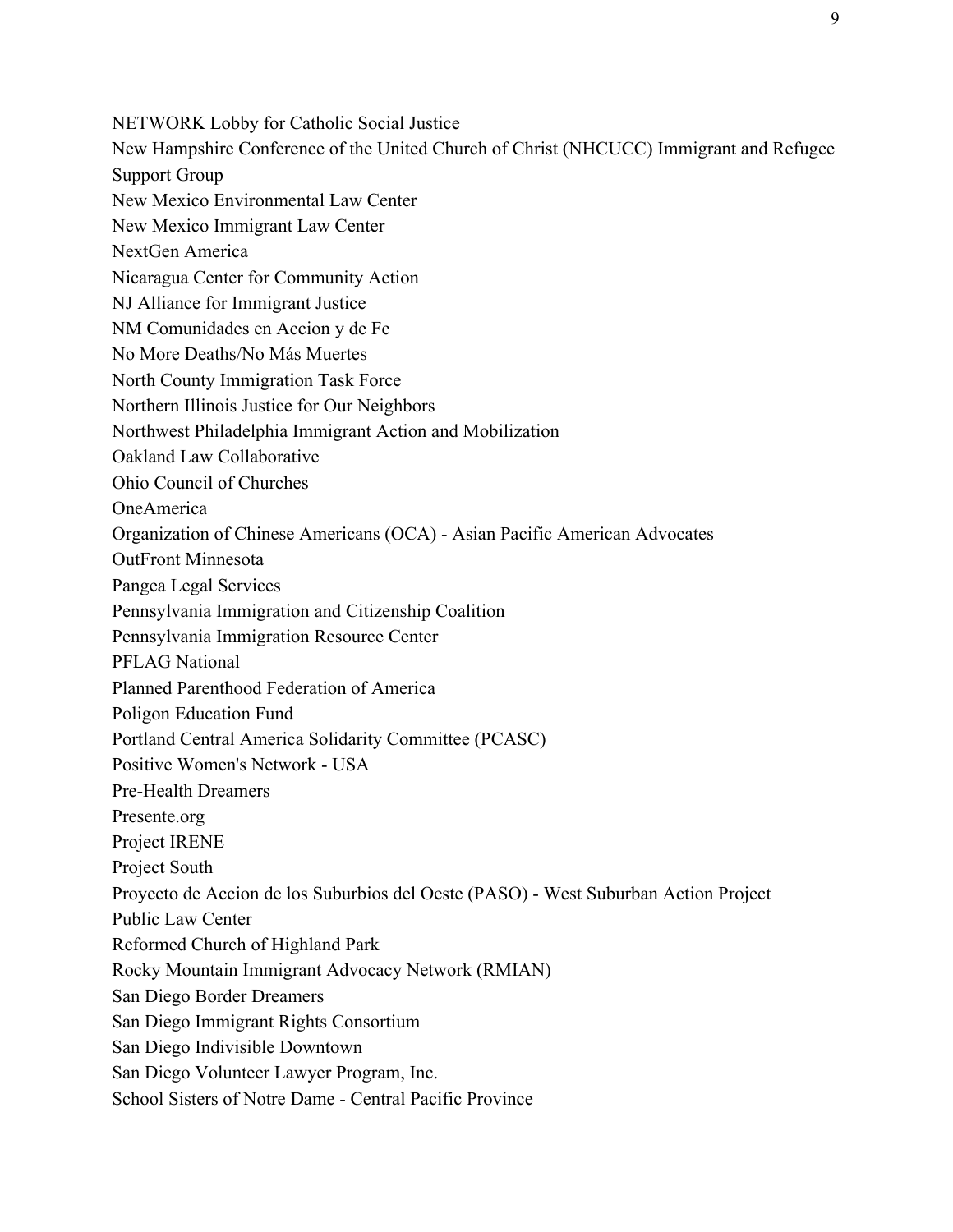NETWORK Lobby for Catholic Social Justice
New Hampshire Conference of the United Church of Christ (NHCUCC) Immigrant and Refugee Support Group
New Mexico Environmental Law Center
New Mexico Immigrant Law Center
NextGen America
Nicaragua Center for Community Action
NJ Alliance for Immigrant Justice
NM Comunidades en Accion y de Fe
No More Deaths/No Más Muertes
North County Immigration Task Force
Northern Illinois Justice for Our Neighbors
Northwest Philadelphia Immigrant Action and Mobilization
Oakland Law Collaborative
Ohio Council of Churches
OneAmerica
Organization of Chinese Americans (OCA) - Asian Pacific American Advocates
OutFront Minnesota
Pangea Legal Services
Pennsylvania Immigration and Citizenship Coalition
Pennsylvania Immigration Resource Center
PFLAG National
Planned Parenthood Federation of America
Poligon Education Fund
Portland Central America Solidarity Committee (PCASC)
Positive Women's Network - USA
Pre-Health Dreamers
Presente.org
Project IRENE
Project South
Proyecto de Accion de los Suburbios del Oeste (PASO) - West Suburban Action Project
Public Law Center
Reformed Church of Highland Park
Rocky Mountain Immigrant Advocacy Network (RMIAN)
San Diego Border Dreamers
San Diego Immigrant Rights Consortium
San Diego Indivisible Downtown
San Diego Volunteer Lawyer Program, Inc.
School Sisters of Notre Dame - Central Pacific Province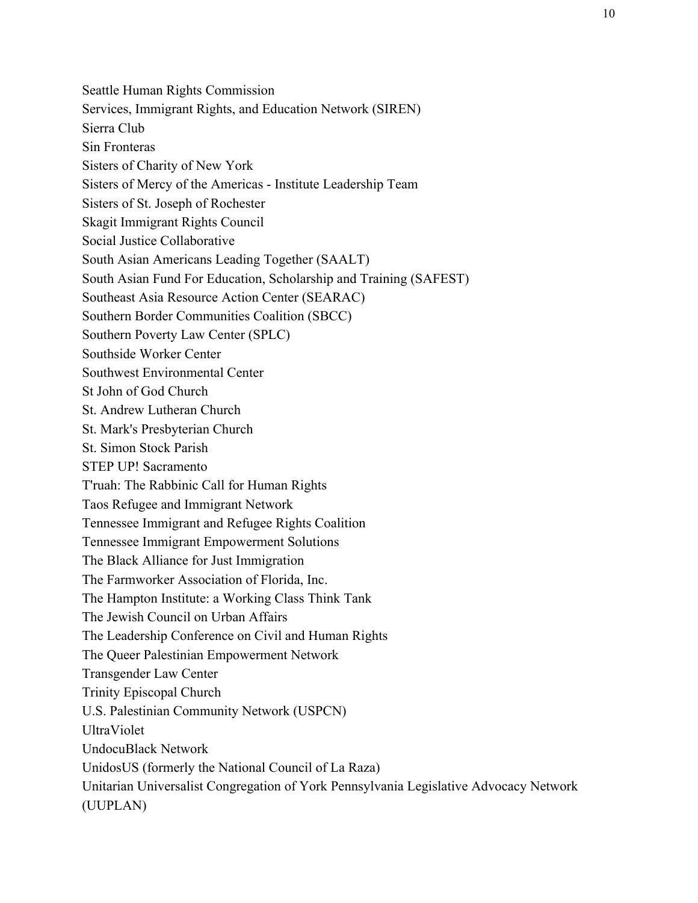Seattle Human Rights Commission
Services, Immigrant Rights, and Education Network (SIREN)
Sierra Club
Sin Fronteras
Sisters of Charity of New York
Sisters of Mercy of the Americas - Institute Leadership Team
Sisters of St. Joseph of Rochester
Skagit Immigrant Rights Council
Social Justice Collaborative
South Asian Americans Leading Together (SAALT)
South Asian Fund For Education, Scholarship and Training (SAFEST)
Southeast Asia Resource Action Center (SEARAC)
Southern Border Communities Coalition (SBCC)
Southern Poverty Law Center (SPLC)
Southside Worker Center
Southwest Environmental Center
St John of God Church
St. Andrew Lutheran Church
St. Mark's Presbyterian Church
St. Simon Stock Parish
STEP UP! Sacramento
T'ruah: The Rabbinic Call for Human Rights
Taos Refugee and Immigrant Network
Tennessee Immigrant and Refugee Rights Coalition
Tennessee Immigrant Empowerment Solutions
The Black Alliance for Just Immigration
The Farmworker Association of Florida, Inc.
The Hampton Institute: a Working Class Think Tank
The Jewish Council on Urban Affairs
The Leadership Conference on Civil and Human Rights
The Queer Palestinian Empowerment Network
Transgender Law Center
Trinity Episcopal Church
U.S. Palestinian Community Network (USPCN)
UltraViolet
UndocuBlack Network
UnidosUS (formerly the National Council of La Raza)
Unitarian Universalist Congregation of York Pennsylvania Legislative Advocacy Network (UUPLAN)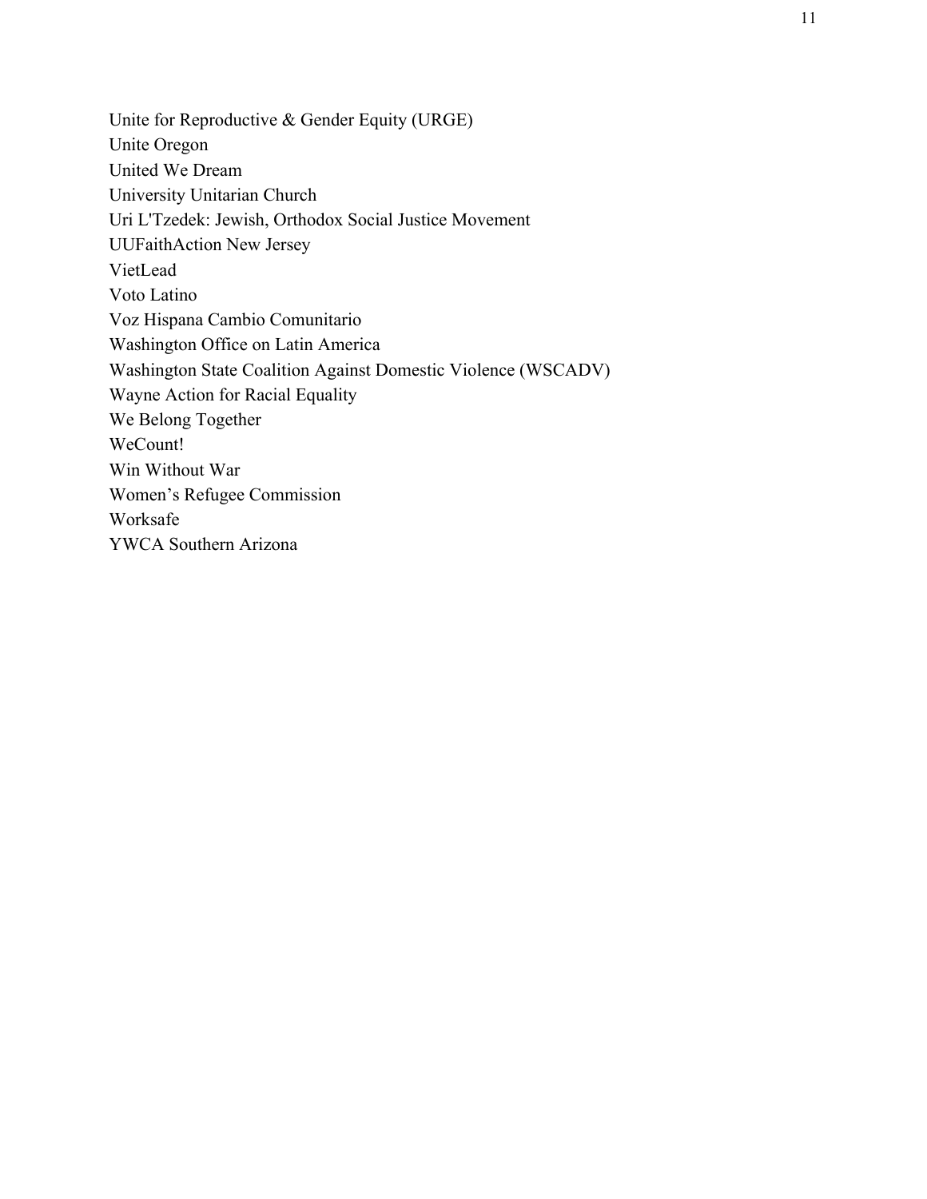Unite for Reproductive & Gender Equity (URGE)
Unite Oregon
United We Dream
University Unitarian Church
Uri L'Tzedek: Jewish, Orthodox Social Justice Movement
UUFaithAction New Jersey
VietLead
Voto Latino
Voz Hispana Cambio Comunitario
Washington Office on Latin America
Washington State Coalition Against Domestic Violence (WSCADV)
Wayne Action for Racial Equality
We Belong Together
WeCount!
Win Without War
Women's Refugee Commission
Worksafe
YWCA Southern Arizona